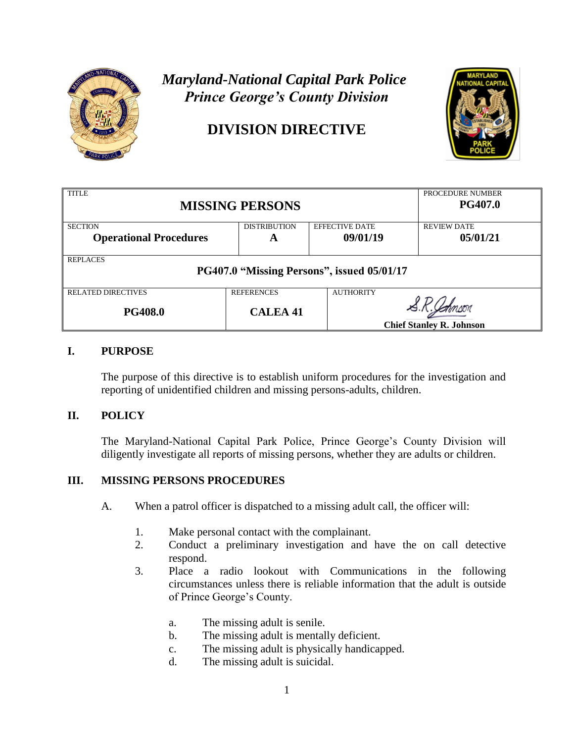*Maryland-National Capital Park Police*
*Prince George's County Division*

# DIVISION DIRECTIVE

| TITLE | | | PROCEDURE NUMBER |
|---|---|---|---|
| **MISSING PERSONS** | | | **PG407.0** |
| SECTION **Operational Procedures** | DISTRIBUTION **A** | EFFECTIVE DATE **09/01/19** | REVIEW DATE **05/01/21** |
| REPLACES **PG407.0 "Missing Persons", issued 05/01/17** | | | |
| RELATED DIRECTIVES **PG408.0** | REFERENCES **CALEA 41** | AUTHORITY S.R. Johnson **Chief Stanley R. Johnson** | |

## I. PURPOSE

The purpose of this directive is to establish uniform procedures for the investigation and reporting of unidentified children and missing persons-adults, children.

## II. POLICY

The Maryland-National Capital Park Police, Prince George's County Division will diligently investigate all reports of missing persons, whether they are adults or children.

## III. MISSING PERSONS PROCEDURES

A. When a patrol officer is dispatched to a missing adult call, the officer will:

1. Make personal contact with the complainant.
2. Conduct a preliminary investigation and have the on call detective respond.
3. Place a radio lookout with Communications in the following circumstances unless there is reliable information that the adult is outside of Prince George's County.

   a. The missing adult is senile.
   b. The missing adult is mentally deficient.
   c. The missing adult is physically handicapped.
   d. The missing adult is suicidal.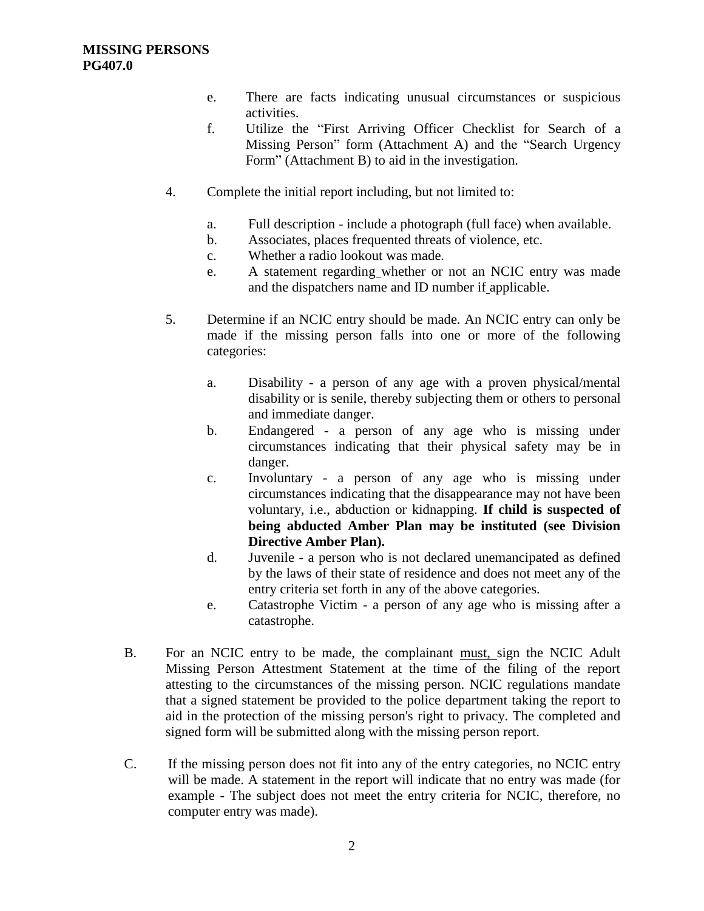e. There are facts indicating unusual circumstances or suspicious activities.

f. Utilize the "First Arriving Officer Checklist for Search of a Missing Person" form (Attachment A) and the "Search Urgency Form" (Attachment B) to aid in the investigation.

4. Complete the initial report including, but not limited to:

   a. Full description - include a photograph (full face) when available.
   b. Associates, places frequented threats of violence, etc.
   c. Whether a radio lookout was made.
   e. A statement regarding whether or not an NCIC entry was made and the dispatchers name and ID number if applicable.

5. Determine if an NCIC entry should be made. An NCIC entry can only be made if the missing person falls into one or more of the following categories:

   a. Disability - a person of any age with a proven physical/mental disability or is senile, thereby subjecting them or others to personal and immediate danger.
   b. Endangered - a person of any age who is missing under circumstances indicating that their physical safety may be in danger.
   c. Involuntary - a person of any age who is missing under circumstances indicating that the disappearance may not have been voluntary, i.e., abduction or kidnapping. **If child is suspected of being abducted Amber Plan may be instituted (see Division Directive Amber Plan).**
   d. Juvenile - a person who is not declared unemancipated as defined by the laws of their state of residence and does not meet any of the entry criteria set forth in any of the above categories.
   e. Catastrophe Victim - a person of any age who is missing after a catastrophe.

B. For an NCIC entry to be made, the complainant <u>must,</u> sign the NCIC Adult Missing Person Attestment Statement at the time of the filing of the report attesting to the circumstances of the missing person. NCIC regulations mandate that a signed statement be provided to the police department taking the report to aid in the protection of the missing person's right to privacy. The completed and signed form will be submitted along with the missing person report.

C. If the missing person does not fit into any of the entry categories, no NCIC entry will be made. A statement in the report will indicate that no entry was made (for example - The subject does not meet the entry criteria for NCIC, therefore, no computer entry was made).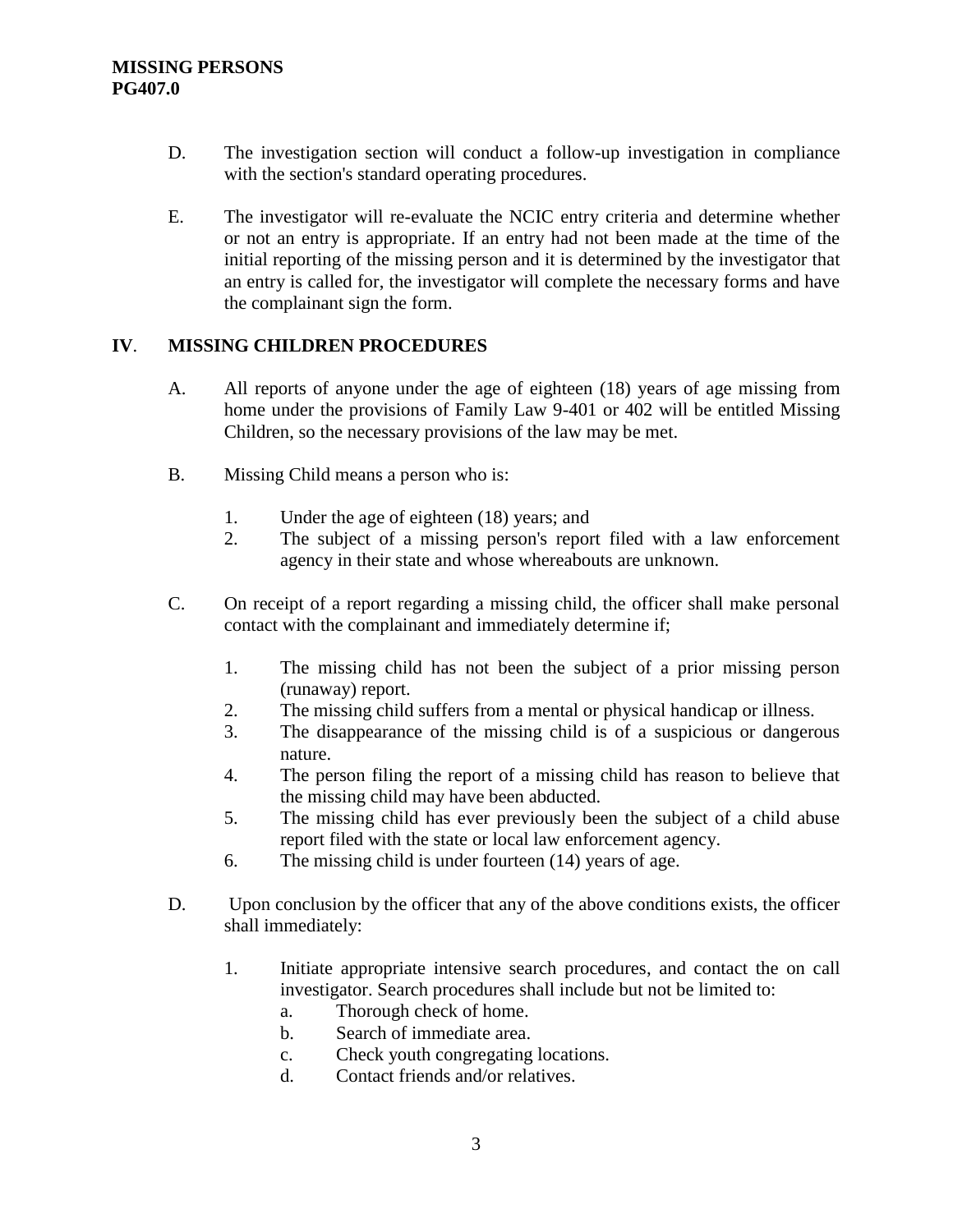D. The investigation section will conduct a follow-up investigation in compliance with the section's standard operating procedures.

E. The investigator will re-evaluate the NCIC entry criteria and determine whether or not an entry is appropriate. If an entry had not been made at the time of the initial reporting of the missing person and it is determined by the investigator that an entry is called for, the investigator will complete the necessary forms and have the complainant sign the form.

## IV. MISSING CHILDREN PROCEDURES

A. All reports of anyone under the age of eighteen (18) years of age missing from home under the provisions of Family Law 9-401 or 402 will be entitled Missing Children, so the necessary provisions of the law may be met.

B. Missing Child means a person who is:

1. Under the age of eighteen (18) years; and
2. The subject of a missing person's report filed with a law enforcement agency in their state and whose whereabouts are unknown.

C. On receipt of a report regarding a missing child, the officer shall make personal contact with the complainant and immediately determine if;

1. The missing child has not been the subject of a prior missing person (runaway) report.
2. The missing child suffers from a mental or physical handicap or illness.
3. The disappearance of the missing child is of a suspicious or dangerous nature.
4. The person filing the report of a missing child has reason to believe that the missing child may have been abducted.
5. The missing child has ever previously been the subject of a child abuse report filed with the state or local law enforcement agency.
6. The missing child is under fourteen (14) years of age.

D. Upon conclusion by the officer that any of the above conditions exists, the officer shall immediately:

1. Initiate appropriate intensive search procedures, and contact the on call investigator. Search procedures shall include but not be limited to:
   a. Thorough check of home.
   b. Search of immediate area.
   c. Check youth congregating locations.
   d. Contact friends and/or relatives.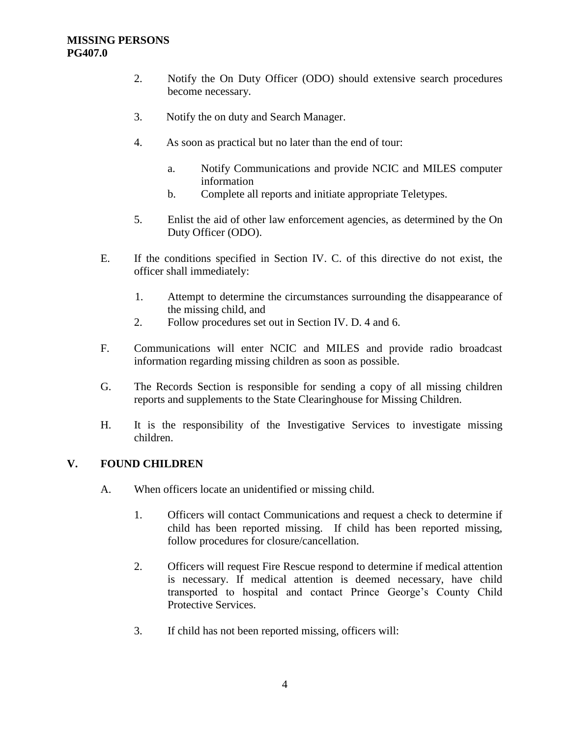2. Notify the On Duty Officer (ODO) should extensive search procedures become necessary.

3. Notify the on duty and Search Manager.

4. As soon as practical but no later than the end of tour:

   a. Notify Communications and provide NCIC and MILES computer information
   b. Complete all reports and initiate appropriate Teletypes.

5. Enlist the aid of other law enforcement agencies, as determined by the On Duty Officer (ODO).

E. If the conditions specified in Section IV. C. of this directive do not exist, the officer shall immediately:

   1. Attempt to determine the circumstances surrounding the disappearance of the missing child, and
   2. Follow procedures set out in Section IV. D. 4 and 6.

F. Communications will enter NCIC and MILES and provide radio broadcast information regarding missing children as soon as possible.

G. The Records Section is responsible for sending a copy of all missing children reports and supplements to the State Clearinghouse for Missing Children.

H. It is the responsibility of the Investigative Services to investigate missing children.

## V. FOUND CHILDREN

A. When officers locate an unidentified or missing child.

   1. Officers will contact Communications and request a check to determine if child has been reported missing. If child has been reported missing, follow procedures for closure/cancellation.

   2. Officers will request Fire Rescue respond to determine if medical attention is necessary. If medical attention is deemed necessary, have child transported to hospital and contact Prince George's County Child Protective Services.

   3. If child has not been reported missing, officers will: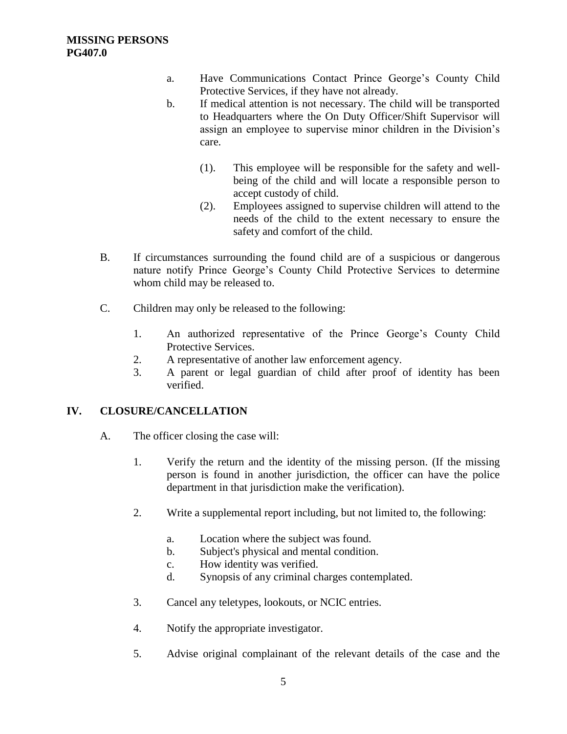a. Have Communications Contact Prince George's County Child Protective Services, if they have not already.

b. If medical attention is not necessary. The child will be transported to Headquarters where the On Duty Officer/Shift Supervisor will assign an employee to supervise minor children in the Division's care.

   (1). This employee will be responsible for the safety and well-being of the child and will locate a responsible person to accept custody of child.

   (2). Employees assigned to supervise children will attend to the needs of the child to the extent necessary to ensure the safety and comfort of the child.

B. If circumstances surrounding the found child are of a suspicious or dangerous nature notify Prince George's County Child Protective Services to determine whom child may be released to.

C. Children may only be released to the following:

1. An authorized representative of the Prince George's County Child Protective Services.
2. A representative of another law enforcement agency.
3. A parent or legal guardian of child after proof of identity has been verified.

## IV. CLOSURE/CANCELLATION

A. The officer closing the case will:

1. Verify the return and the identity of the missing person. (If the missing person is found in another jurisdiction, the officer can have the police department in that jurisdiction make the verification).

2. Write a supplemental report including, but not limited to, the following:

   a. Location where the subject was found.
   b. Subject's physical and mental condition.
   c. How identity was verified.
   d. Synopsis of any criminal charges contemplated.

3. Cancel any teletypes, lookouts, or NCIC entries.

4. Notify the appropriate investigator.

5. Advise original complainant of the relevant details of the case and the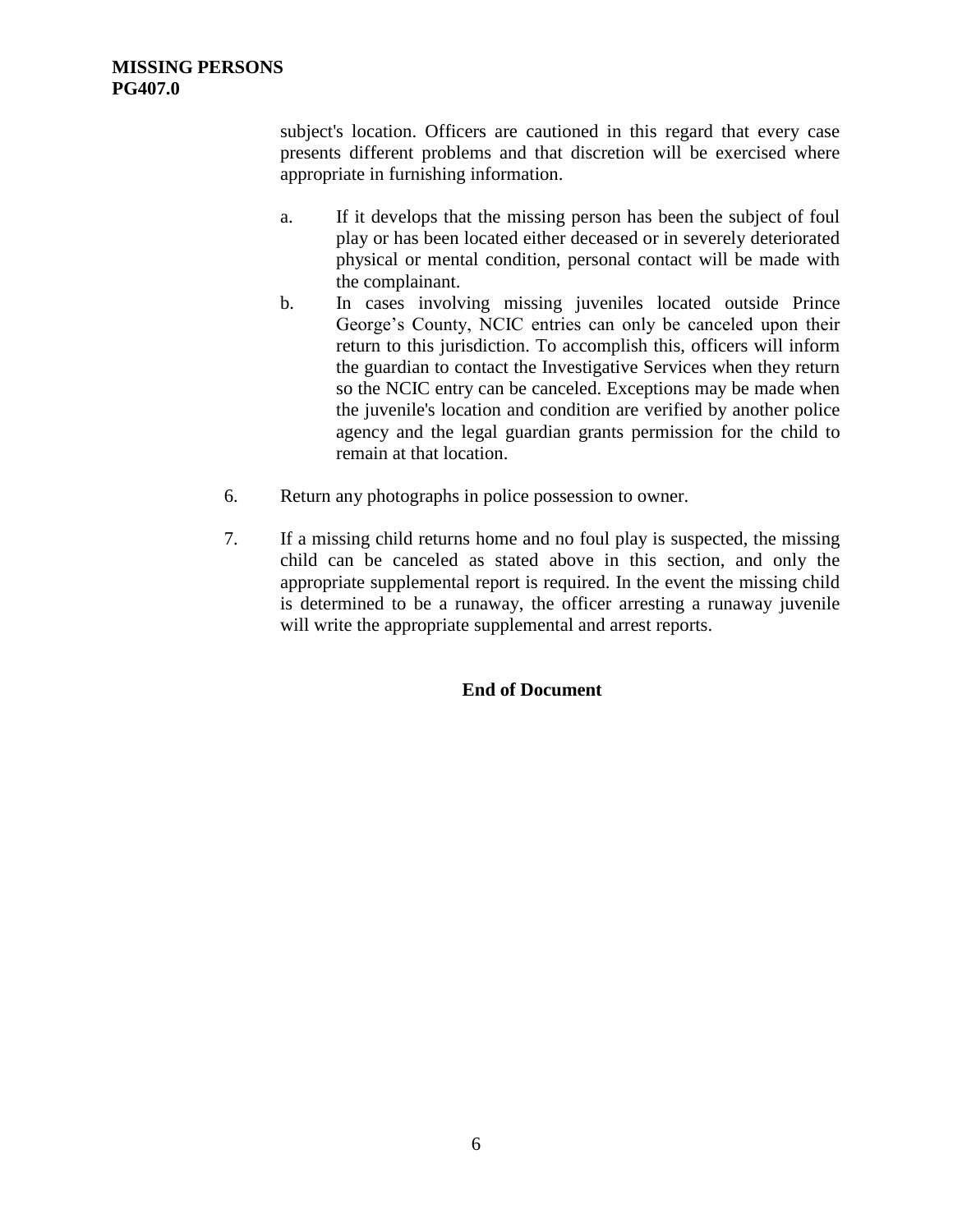subject's location. Officers are cautioned in this regard that every case presents different problems and that discretion will be exercised where appropriate in furnishing information.

a. If it develops that the missing person has been the subject of foul play or has been located either deceased or in severely deteriorated physical or mental condition, personal contact will be made with the complainant.

b. In cases involving missing juveniles located outside Prince George's County, NCIC entries can only be canceled upon their return to this jurisdiction. To accomplish this, officers will inform the guardian to contact the Investigative Services when they return so the NCIC entry can be canceled. Exceptions may be made when the juvenile's location and condition are verified by another police agency and the legal guardian grants permission for the child to remain at that location.

6. Return any photographs in police possession to owner.

7. If a missing child returns home and no foul play is suspected, the missing child can be canceled as stated above in this section, and only the appropriate supplemental report is required. In the event the missing child is determined to be a runaway, the officer arresting a runaway juvenile will write the appropriate supplemental and arrest reports.

**End of Document**